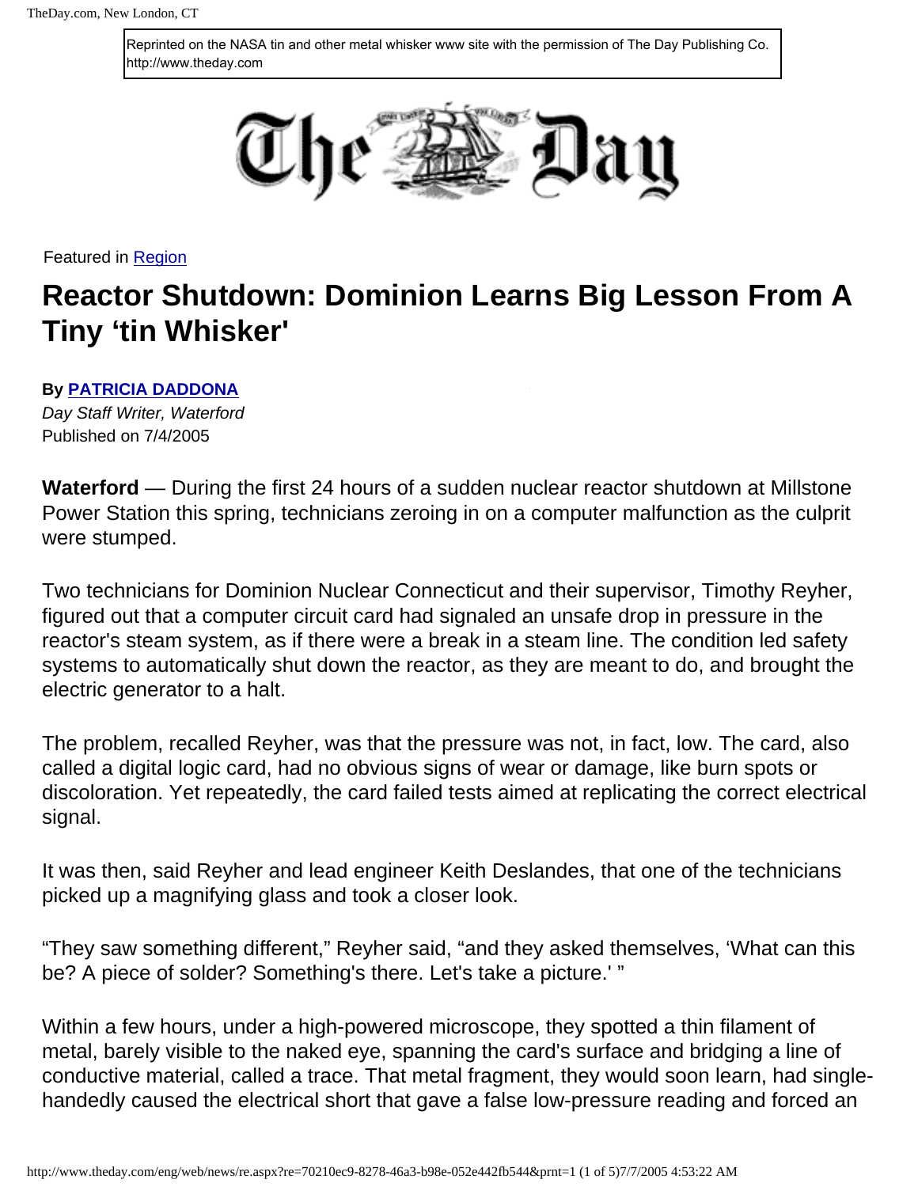Reprinted on the NASA tin and other metal whisker www site with the permission of The Day Publishing Co. http://www.theday.com

The Day

Featured in Region

# Reactor Shutdown: Dominion Learns Big Lesson From A Tiny 'tin Whisker'

**By PATRICIA DADDONA**
*Day Staff Writer, Waterford*
Published on 7/4/2005

**Waterford** — During the first 24 hours of a sudden nuclear reactor shutdown at Millstone Power Station this spring, technicians zeroing in on a computer malfunction as the culprit were stumped.

Two technicians for Dominion Nuclear Connecticut and their supervisor, Timothy Reyher, figured out that a computer circuit card had signaled an unsafe drop in pressure in the reactor's steam system, as if there were a break in a steam line. The condition led safety systems to automatically shut down the reactor, as they are meant to do, and brought the electric generator to a halt.

The problem, recalled Reyher, was that the pressure was not, in fact, low. The card, also called a digital logic card, had no obvious signs of wear or damage, like burn spots or discoloration. Yet repeatedly, the card failed tests aimed at replicating the correct electrical signal.

It was then, said Reyher and lead engineer Keith Deslandes, that one of the technicians picked up a magnifying glass and took a closer look.

"They saw something different," Reyher said, "and they asked themselves, 'What can this be? A piece of solder? Something's there. Let's take a picture.' "

Within a few hours, under a high-powered microscope, they spotted a thin filament of metal, barely visible to the naked eye, spanning the card's surface and bridging a line of conductive material, called a trace. That metal fragment, they would soon learn, had single-handedly caused the electrical short that gave a false low-pressure reading and forced an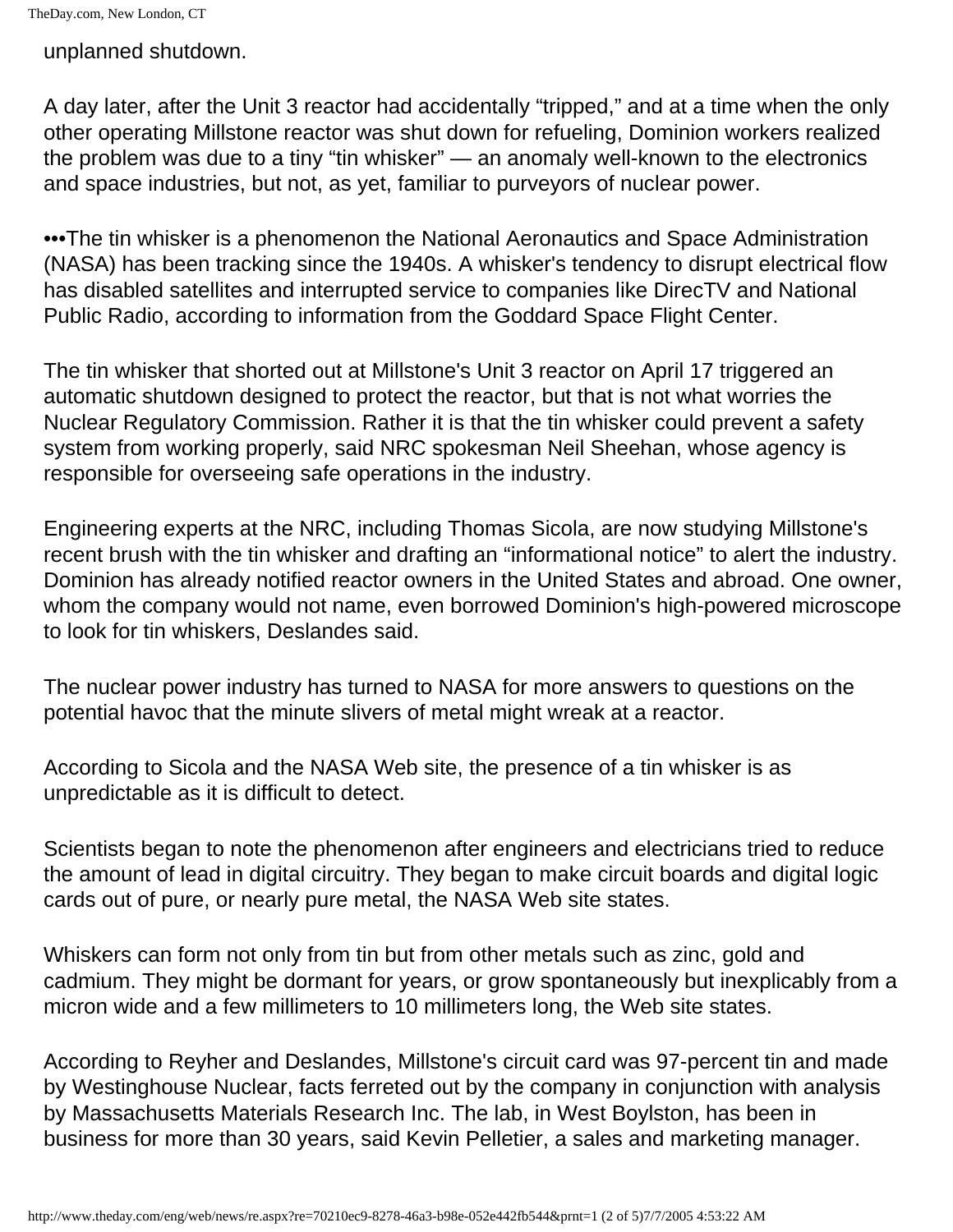unplanned shutdown.

A day later, after the Unit 3 reactor had accidentally “tripped,” and at a time when the only other operating Millstone reactor was shut down for refueling, Dominion workers realized the problem was due to a tiny “tin whisker” — an anomaly well-known to the electronics and space industries, but not, as yet, familiar to purveyors of nuclear power.

•••The tin whisker is a phenomenon the National Aeronautics and Space Administration (NASA) has been tracking since the 1940s. A whisker's tendency to disrupt electrical flow has disabled satellites and interrupted service to companies like DirecTV and National Public Radio, according to information from the Goddard Space Flight Center.

The tin whisker that shorted out at Millstone's Unit 3 reactor on April 17 triggered an automatic shutdown designed to protect the reactor, but that is not what worries the Nuclear Regulatory Commission. Rather it is that the tin whisker could prevent a safety system from working properly, said NRC spokesman Neil Sheehan, whose agency is responsible for overseeing safe operations in the industry.

Engineering experts at the NRC, including Thomas Sicola, are now studying Millstone's recent brush with the tin whisker and drafting an “informational notice” to alert the industry. Dominion has already notified reactor owners in the United States and abroad. One owner, whom the company would not name, even borrowed Dominion's high-powered microscope to look for tin whiskers, Deslandes said.

The nuclear power industry has turned to NASA for more answers to questions on the potential havoc that the minute slivers of metal might wreak at a reactor.

According to Sicola and the NASA Web site, the presence of a tin whisker is as unpredictable as it is difficult to detect.

Scientists began to note the phenomenon after engineers and electricians tried to reduce the amount of lead in digital circuitry. They began to make circuit boards and digital logic cards out of pure, or nearly pure metal, the NASA Web site states.

Whiskers can form not only from tin but from other metals such as zinc, gold and cadmium. They might be dormant for years, or grow spontaneously but inexplicably from a micron wide and a few millimeters to 10 millimeters long, the Web site states.

According to Reyher and Deslandes, Millstone's circuit card was 97-percent tin and made by Westinghouse Nuclear, facts ferreted out by the company in conjunction with analysis by Massachusetts Materials Research Inc. The lab, in West Boylston, has been in business for more than 30 years, said Kevin Pelletier, a sales and marketing manager.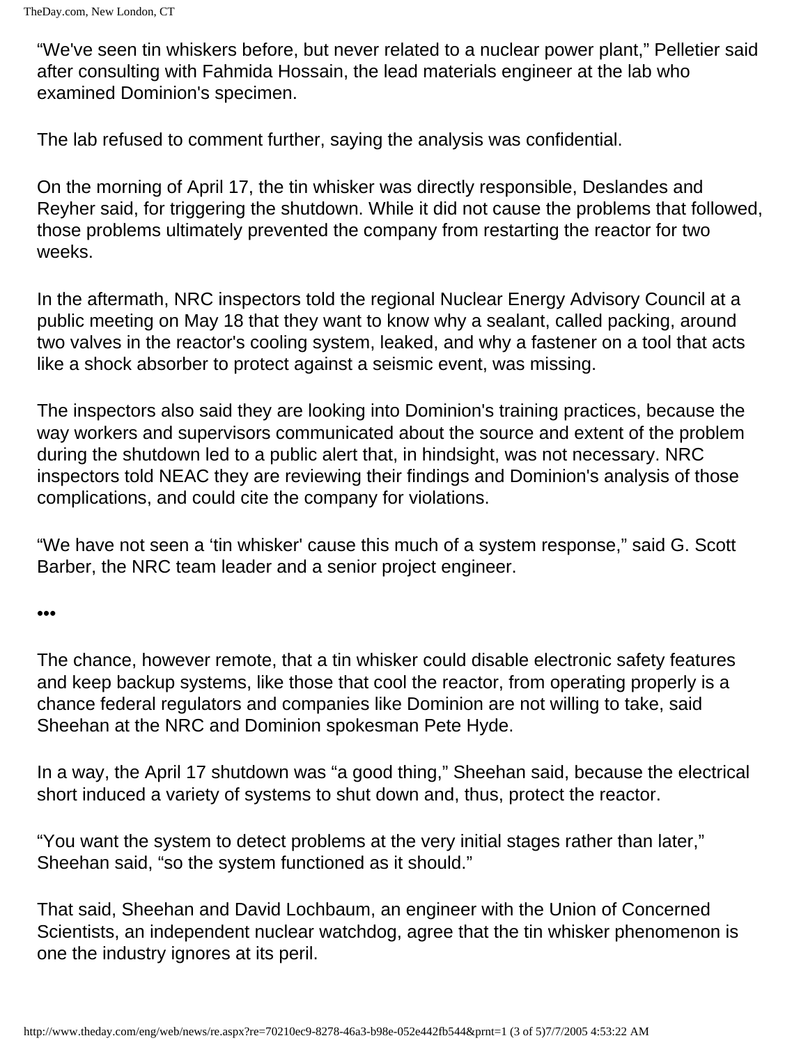"We've seen tin whiskers before, but never related to a nuclear power plant," Pelletier said after consulting with Fahmida Hossain, the lead materials engineer at the lab who examined Dominion's specimen.

The lab refused to comment further, saying the analysis was confidential.

On the morning of April 17, the tin whisker was directly responsible, Deslandes and Reyher said, for triggering the shutdown. While it did not cause the problems that followed, those problems ultimately prevented the company from restarting the reactor for two weeks.

In the aftermath, NRC inspectors told the regional Nuclear Energy Advisory Council at a public meeting on May 18 that they want to know why a sealant, called packing, around two valves in the reactor's cooling system, leaked, and why a fastener on a tool that acts like a shock absorber to protect against a seismic event, was missing.

The inspectors also said they are looking into Dominion's training practices, because the way workers and supervisors communicated about the source and extent of the problem during the shutdown led to a public alert that, in hindsight, was not necessary. NRC inspectors told NEAC they are reviewing their findings and Dominion's analysis of those complications, and could cite the company for violations.

"We have not seen a 'tin whisker' cause this much of a system response," said G. Scott Barber, the NRC team leader and a senior project engineer.

•••

The chance, however remote, that a tin whisker could disable electronic safety features and keep backup systems, like those that cool the reactor, from operating properly is a chance federal regulators and companies like Dominion are not willing to take, said Sheehan at the NRC and Dominion spokesman Pete Hyde.

In a way, the April 17 shutdown was "a good thing," Sheehan said, because the electrical short induced a variety of systems to shut down and, thus, protect the reactor.

"You want the system to detect problems at the very initial stages rather than later," Sheehan said, "so the system functioned as it should."

That said, Sheehan and David Lochbaum, an engineer with the Union of Concerned Scientists, an independent nuclear watchdog, agree that the tin whisker phenomenon is one the industry ignores at its peril.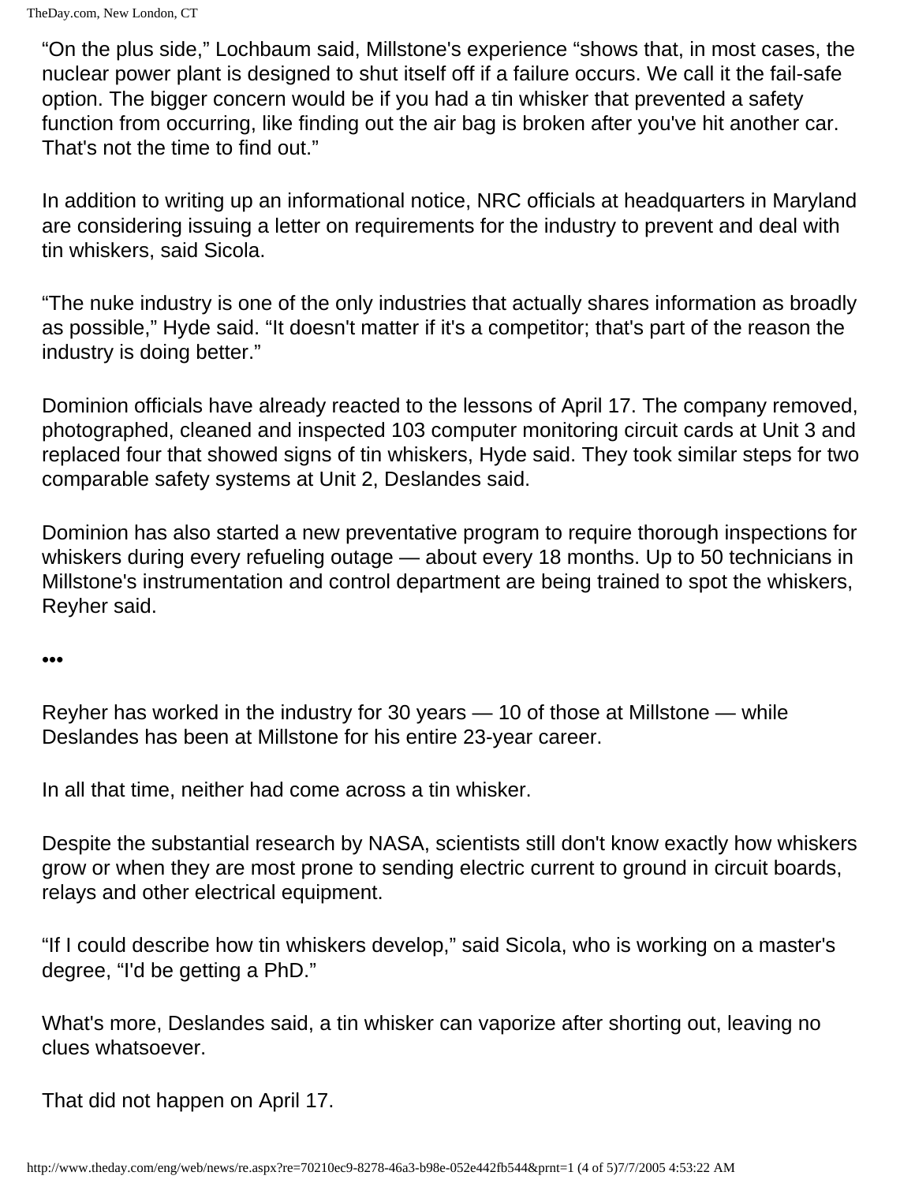"On the plus side," Lochbaum said, Millstone's experience "shows that, in most cases, the nuclear power plant is designed to shut itself off if a failure occurs. We call it the fail-safe option. The bigger concern would be if you had a tin whisker that prevented a safety function from occurring, like finding out the air bag is broken after you've hit another car. That's not the time to find out."

In addition to writing up an informational notice, NRC officials at headquarters in Maryland are considering issuing a letter on requirements for the industry to prevent and deal with tin whiskers, said Sicola.

"The nuke industry is one of the only industries that actually shares information as broadly as possible," Hyde said. "It doesn't matter if it's a competitor; that's part of the reason the industry is doing better."

Dominion officials have already reacted to the lessons of April 17. The company removed, photographed, cleaned and inspected 103 computer monitoring circuit cards at Unit 3 and replaced four that showed signs of tin whiskers, Hyde said. They took similar steps for two comparable safety systems at Unit 2, Deslandes said.

Dominion has also started a new preventative program to require thorough inspections for whiskers during every refueling outage — about every 18 months. Up to 50 technicians in Millstone's instrumentation and control department are being trained to spot the whiskers, Reyher said.

•••

Reyher has worked in the industry for 30 years — 10 of those at Millstone — while Deslandes has been at Millstone for his entire 23-year career.

In all that time, neither had come across a tin whisker.

Despite the substantial research by NASA, scientists still don't know exactly how whiskers grow or when they are most prone to sending electric current to ground in circuit boards, relays and other electrical equipment.

"If I could describe how tin whiskers develop," said Sicola, who is working on a master's degree, "I'd be getting a PhD."

What's more, Deslandes said, a tin whisker can vaporize after shorting out, leaving no clues whatsoever.

That did not happen on April 17.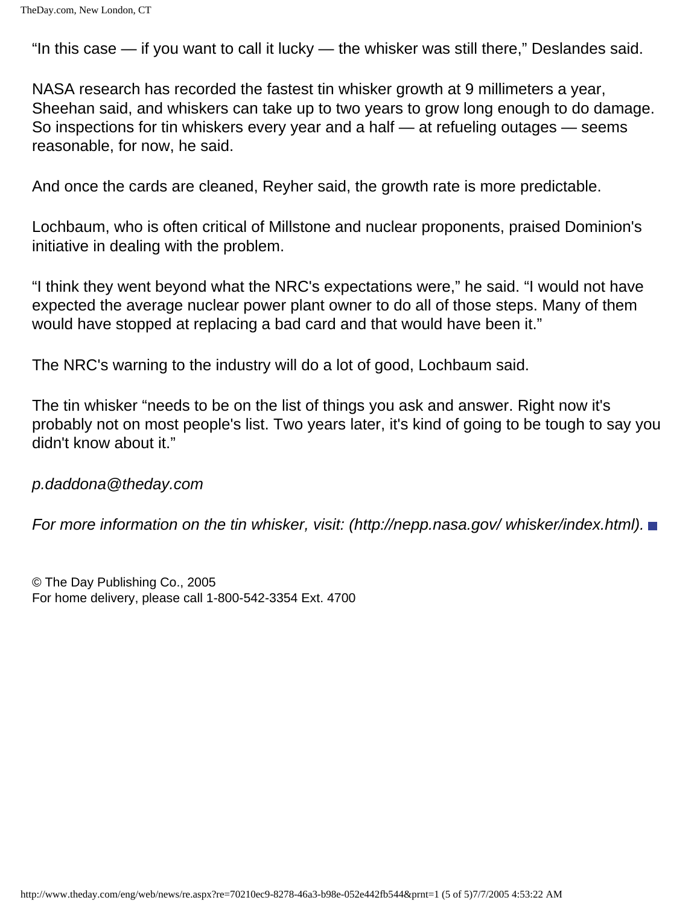“In this case — if you want to call it lucky — the whisker was still there,” Deslandes said.

NASA research has recorded the fastest tin whisker growth at 9 millimeters a year, Sheehan said, and whiskers can take up to two years to grow long enough to do damage. So inspections for tin whiskers every year and a half — at refueling outages — seems reasonable, for now, he said.

And once the cards are cleaned, Reyher said, the growth rate is more predictable.

Lochbaum, who is often critical of Millstone and nuclear proponents, praised Dominion's initiative in dealing with the problem.

“I think they went beyond what the NRC's expectations were,” he said. “I would not have expected the average nuclear power plant owner to do all of those steps. Many of them would have stopped at replacing a bad card and that would have been it.”

The NRC's warning to the industry will do a lot of good, Lochbaum said.

The tin whisker “needs to be on the list of things you ask and answer. Right now it's probably not on most people's list. Two years later, it's kind of going to be tough to say you didn't know about it.”

*p.daddona@theday.com*

*For more information on the tin whisker, visit: (http://nepp.nasa.gov/ whisker/index.html).*

© The Day Publishing Co., 2005
For home delivery, please call 1-800-542-3354 Ext. 4700